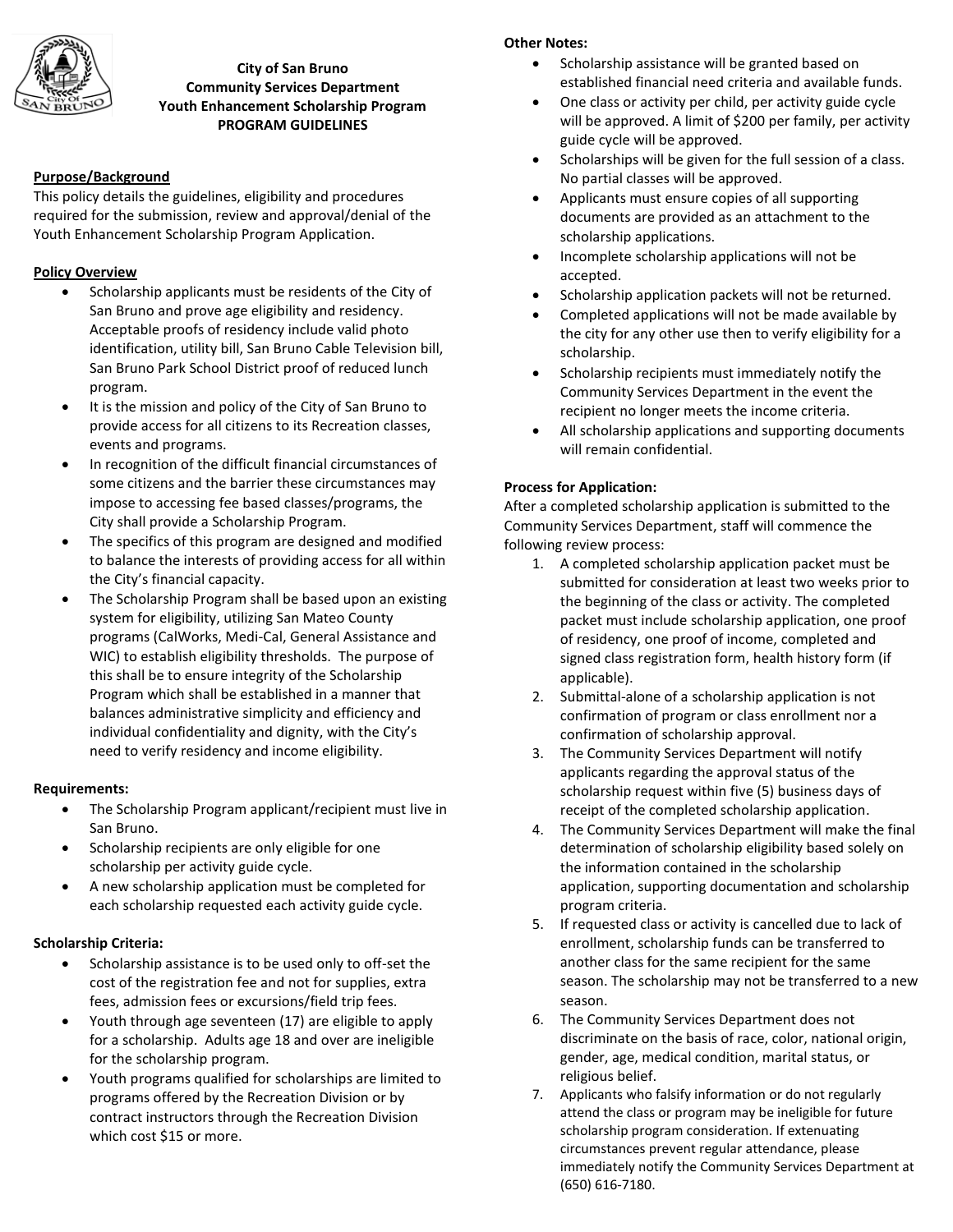# City of San Bruno
## Community Services Department
## Youth Enhancement Scholarship Program
## PROGRAM GUIDELINES

### Purpose/Background

This policy details the guidelines, eligibility and procedures required for the submission, review and approval/denial of the Youth Enhancement Scholarship Program Application.

### Policy Overview

- Scholarship applicants must be residents of the City of San Bruno and prove age eligibility and residency. Acceptable proofs of residency include valid photo identification, utility bill, San Bruno Cable Television bill, San Bruno Park School District proof of reduced lunch program.
- It is the mission and policy of the City of San Bruno to provide access for all citizens to its Recreation classes, events and programs.
- In recognition of the difficult financial circumstances of some citizens and the barrier these circumstances may impose to accessing fee based classes/programs, the City shall provide a Scholarship Program.
- The specifics of this program are designed and modified to balance the interests of providing access for all within the City's financial capacity.
- The Scholarship Program shall be based upon an existing system for eligibility, utilizing San Mateo County programs (CalWorks, Medi-Cal, General Assistance and WIC) to establish eligibility thresholds. The purpose of this shall be to ensure integrity of the Scholarship Program which shall be established in a manner that balances administrative simplicity and efficiency and individual confidentiality and dignity, with the City's need to verify residency and income eligibility.

### Requirements:

- The Scholarship Program applicant/recipient must live in San Bruno.
- Scholarship recipients are only eligible for one scholarship per activity guide cycle.
- A new scholarship application must be completed for each scholarship requested each activity guide cycle.

### Scholarship Criteria:

- Scholarship assistance is to be used only to off-set the cost of the registration fee and not for supplies, extra fees, admission fees or excursions/field trip fees.
- Youth through age seventeen (17) are eligible to apply for a scholarship. Adults age 18 and over are ineligible for the scholarship program.
- Youth programs qualified for scholarships are limited to programs offered by the Recreation Division or by contract instructors through the Recreation Division which cost $15 or more.

### Other Notes:

- Scholarship assistance will be granted based on established financial need criteria and available funds.
- One class or activity per child, per activity guide cycle will be approved. A limit of $200 per family, per activity guide cycle will be approved.
- Scholarships will be given for the full session of a class. No partial classes will be approved.
- Applicants must ensure copies of all supporting documents are provided as an attachment to the scholarship applications.
- Incomplete scholarship applications will not be accepted.
- Scholarship application packets will not be returned.
- Completed applications will not be made available by the city for any other use then to verify eligibility for a scholarship.
- Scholarship recipients must immediately notify the Community Services Department in the event the recipient no longer meets the income criteria.
- All scholarship applications and supporting documents will remain confidential.

### Process for Application:

After a completed scholarship application is submitted to the Community Services Department, staff will commence the following review process:

1. A completed scholarship application packet must be submitted for consideration at least two weeks prior to the beginning of the class or activity. The completed packet must include scholarship application, one proof of residency, one proof of income, completed and signed class registration form, health history form (if applicable).
2. Submittal-alone of a scholarship application is not confirmation of program or class enrollment nor a confirmation of scholarship approval.
3. The Community Services Department will notify applicants regarding the approval status of the scholarship request within five (5) business days of receipt of the completed scholarship application.
4. The Community Services Department will make the final determination of scholarship eligibility based solely on the information contained in the scholarship application, supporting documentation and scholarship program criteria.
5. If requested class or activity is cancelled due to lack of enrollment, scholarship funds can be transferred to another class for the same recipient for the same season. The scholarship may not be transferred to a new season.
6. The Community Services Department does not discriminate on the basis of race, color, national origin, gender, age, medical condition, marital status, or religious belief.
7. Applicants who falsify information or do not regularly attend the class or program may be ineligible for future scholarship program consideration. If extenuating circumstances prevent regular attendance, please immediately notify the Community Services Department at (650) 616-7180.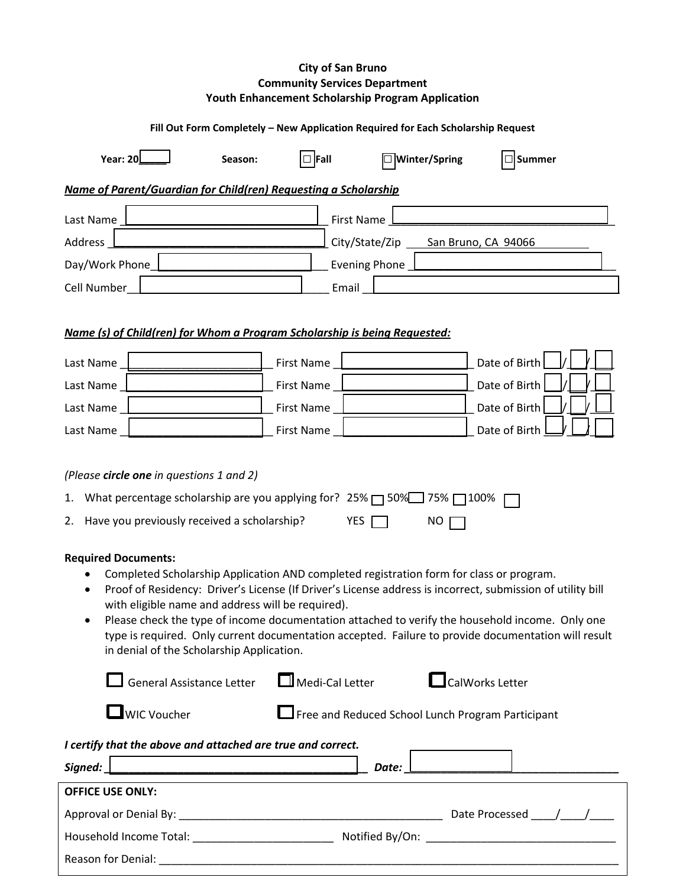**City of San Bruno**
**Community Services Department**
**Youth Enhancement Scholarship Program Application**

**Fill Out Form Completely – New Application Required for Each Scholarship Request**

**Year: 20____** **Season:** ☐ **Fall** ☐ **Winter/Spring** ☐ **Summer**

***Name of Parent/Guardian for Child(ren) Requesting a Scholarship***

Last Name ______________________________ First Name ______________________________

Address ______________________________ City/State/Zip San Bruno, CA 94066

Day/Work Phone ______________________________ Evening Phone ______________________________

Cell Number ______________________________ Email ______________________________

***Name (s) of Child(ren) for Whom a Program Scholarship is being Requested:***

Last Name ____________________ First Name ____________________ Date of Birth ___/___/___

Last Name ____________________ First Name ____________________ Date of Birth ___/___/___

Last Name ____________________ First Name ____________________ Date of Birth ___/___/___

Last Name ____________________ First Name ____________________ Date of Birth ___/___/___

*(Please **circle one** in questions 1 and 2)*

1. What percentage scholarship are you applying for? 25% ☐ 50% ☐ 75% ☐ 100% ☐
2. Have you previously received a scholarship? YES ☐ NO ☐

**Required Documents:**

- Completed Scholarship Application AND completed registration form for class or program.
- Proof of Residency: Driver's License (If Driver's License address is incorrect, submission of utility bill with eligible name and address will be required).
- Please check the type of income documentation attached to verify the household income. Only one type is required. Only current documentation accepted. Failure to provide documentation will result in denial of the Scholarship Application.

☐ General Assistance Letter ☐ Medi-Cal Letter ☐ CalWorks Letter

☐ WIC Voucher ☐ Free and Reduced School Lunch Program Participant

***I certify that the above and attached are true and correct.***

***Signed:*** ______________________________ ***Date:*** ______________________________

**OFFICE USE ONLY:**

Approval or Denial By: ______________________________ Date Processed ____/____/____

Household Income Total: ____________________ Notified By/On: ______________________________

Reason for Denial: ____________________________________________________________